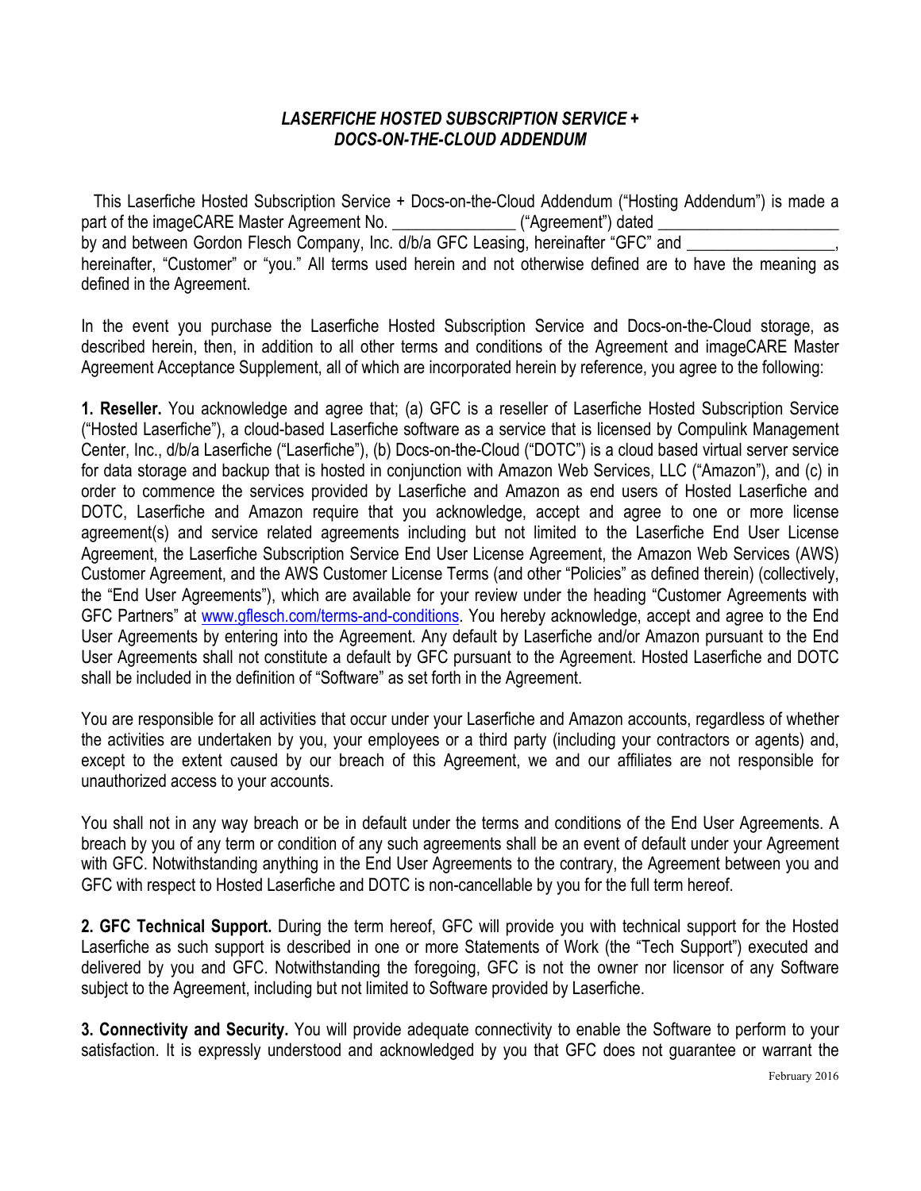# *LASERFICHE HOSTED SUBSCRIPTION SERVICE + DOCS-ON-THE-CLOUD ADDENDUM*

This Laserfiche Hosted Subscription Service + Docs-on-the-Cloud Addendum ("Hosting Addendum") is made a part of the imageCARE Master Agreement No. _______________ ("Agreement") dated _____________________ by and between Gordon Flesch Company, Inc. d/b/a GFC Leasing, hereinafter "GFC" and __________________, hereinafter, "Customer" or "you." All terms used herein and not otherwise defined are to have the meaning as defined in the Agreement.

In the event you purchase the Laserfiche Hosted Subscription Service and Docs-on-the-Cloud storage, as described herein, then, in addition to all other terms and conditions of the Agreement and imageCARE Master Agreement Acceptance Supplement, all of which are incorporated herein by reference, you agree to the following:

**1. Reseller.** You acknowledge and agree that; (a) GFC is a reseller of Laserfiche Hosted Subscription Service ("Hosted Laserfiche"), a cloud-based Laserfiche software as a service that is licensed by Compulink Management Center, Inc., d/b/a Laserfiche ("Laserfiche"), (b) Docs-on-the-Cloud ("DOTC") is a cloud based virtual server service for data storage and backup that is hosted in conjunction with Amazon Web Services, LLC ("Amazon"), and (c) in order to commence the services provided by Laserfiche and Amazon as end users of Hosted Laserfiche and DOTC, Laserfiche and Amazon require that you acknowledge, accept and agree to one or more license agreement(s) and service related agreements including but not limited to the Laserfiche End User License Agreement, the Laserfiche Subscription Service End User License Agreement, the Amazon Web Services (AWS) Customer Agreement, and the AWS Customer License Terms (and other "Policies" as defined therein) (collectively, the "End User Agreements"), which are available for your review under the heading "Customer Agreements with GFC Partners" at [www.gflesch.com/terms-and-conditions](www.gflesch.com/terms-and-conditions). You hereby acknowledge, accept and agree to the End User Agreements by entering into the Agreement. Any default by Laserfiche and/or Amazon pursuant to the End User Agreements shall not constitute a default by GFC pursuant to the Agreement. Hosted Laserfiche and DOTC shall be included in the definition of "Software" as set forth in the Agreement.

You are responsible for all activities that occur under your Laserfiche and Amazon accounts, regardless of whether the activities are undertaken by you, your employees or a third party (including your contractors or agents) and, except to the extent caused by our breach of this Agreement, we and our affiliates are not responsible for unauthorized access to your accounts.

You shall not in any way breach or be in default under the terms and conditions of the End User Agreements. A breach by you of any term or condition of any such agreements shall be an event of default under your Agreement with GFC. Notwithstanding anything in the End User Agreements to the contrary, the Agreement between you and GFC with respect to Hosted Laserfiche and DOTC is non-cancellable by you for the full term hereof.

**2. GFC Technical Support.** During the term hereof, GFC will provide you with technical support for the Hosted Laserfiche as such support is described in one or more Statements of Work (the "Tech Support") executed and delivered by you and GFC. Notwithstanding the foregoing, GFC is not the owner nor licensor of any Software subject to the Agreement, including but not limited to Software provided by Laserfiche.

**3. Connectivity and Security.** You will provide adequate connectivity to enable the Software to perform to your satisfaction. It is expressly understood and acknowledged by you that GFC does not guarantee or warrant the

February 2016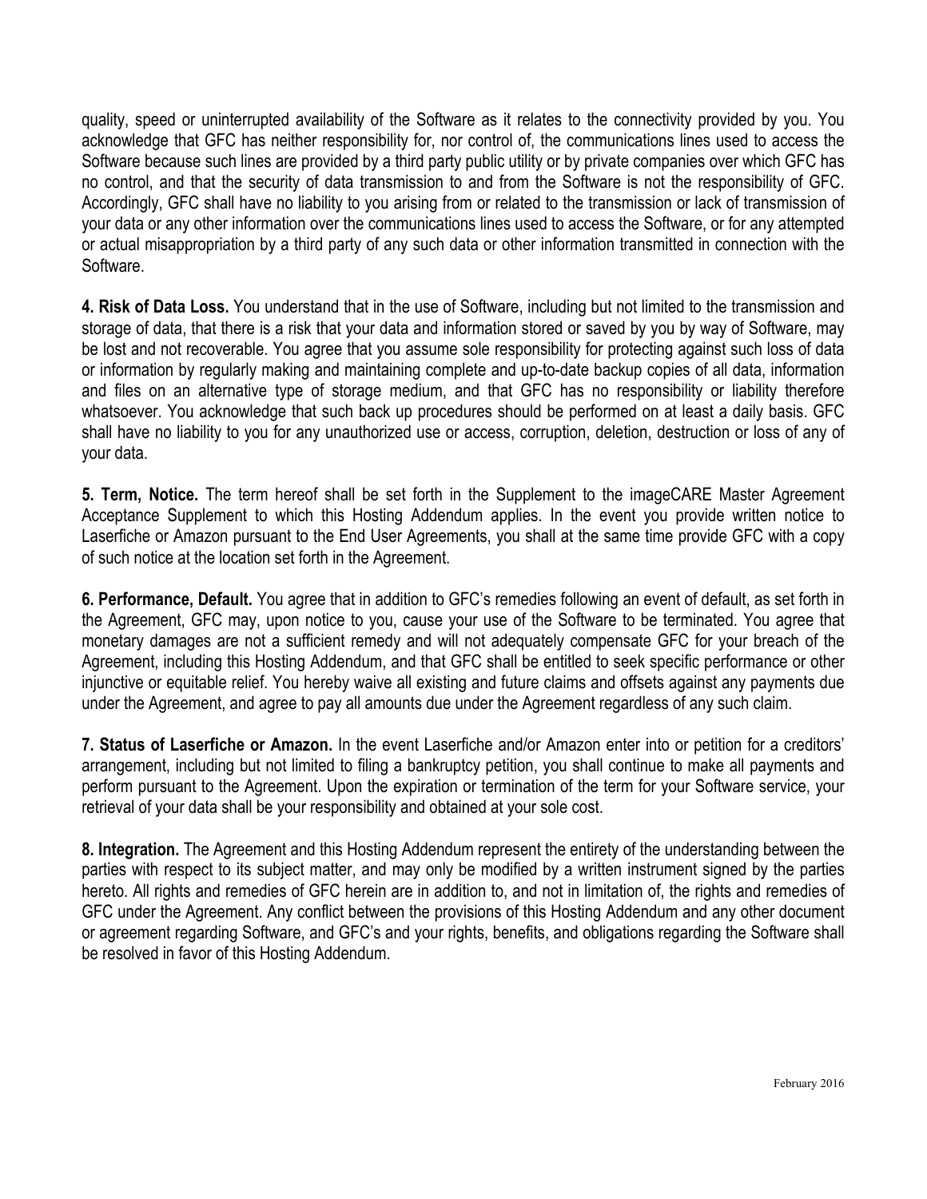quality, speed or uninterrupted availability of the Software as it relates to the connectivity provided by you. You acknowledge that GFC has neither responsibility for, nor control of, the communications lines used to access the Software because such lines are provided by a third party public utility or by private companies over which GFC has no control, and that the security of data transmission to and from the Software is not the responsibility of GFC. Accordingly, GFC shall have no liability to you arising from or related to the transmission or lack of transmission of your data or any other information over the communications lines used to access the Software, or for any attempted or actual misappropriation by a third party of any such data or other information transmitted in connection with the Software.

**4. Risk of Data Loss.** You understand that in the use of Software, including but not limited to the transmission and storage of data, that there is a risk that your data and information stored or saved by you by way of Software, may be lost and not recoverable. You agree that you assume sole responsibility for protecting against such loss of data or information by regularly making and maintaining complete and up-to-date backup copies of all data, information and files on an alternative type of storage medium, and that GFC has no responsibility or liability therefore whatsoever. You acknowledge that such back up procedures should be performed on at least a daily basis. GFC shall have no liability to you for any unauthorized use or access, corruption, deletion, destruction or loss of any of your data.

**5. Term, Notice.** The term hereof shall be set forth in the Supplement to the imageCARE Master Agreement Acceptance Supplement to which this Hosting Addendum applies. In the event you provide written notice to Laserfiche or Amazon pursuant to the End User Agreements, you shall at the same time provide GFC with a copy of such notice at the location set forth in the Agreement.

**6. Performance, Default.** You agree that in addition to GFC's remedies following an event of default, as set forth in the Agreement, GFC may, upon notice to you, cause your use of the Software to be terminated. You agree that monetary damages are not a sufficient remedy and will not adequately compensate GFC for your breach of the Agreement, including this Hosting Addendum, and that GFC shall be entitled to seek specific performance or other injunctive or equitable relief. You hereby waive all existing and future claims and offsets against any payments due under the Agreement, and agree to pay all amounts due under the Agreement regardless of any such claim.

**7. Status of Laserfiche or Amazon.** In the event Laserfiche and/or Amazon enter into or petition for a creditors' arrangement, including but not limited to filing a bankruptcy petition, you shall continue to make all payments and perform pursuant to the Agreement. Upon the expiration or termination of the term for your Software service, your retrieval of your data shall be your responsibility and obtained at your sole cost.

**8. Integration.** The Agreement and this Hosting Addendum represent the entirety of the understanding between the parties with respect to its subject matter, and may only be modified by a written instrument signed by the parties hereto. All rights and remedies of GFC herein are in addition to, and not in limitation of, the rights and remedies of GFC under the Agreement. Any conflict between the provisions of this Hosting Addendum and any other document or agreement regarding Software, and GFC's and your rights, benefits, and obligations regarding the Software shall be resolved in favor of this Hosting Addendum.

February 2016